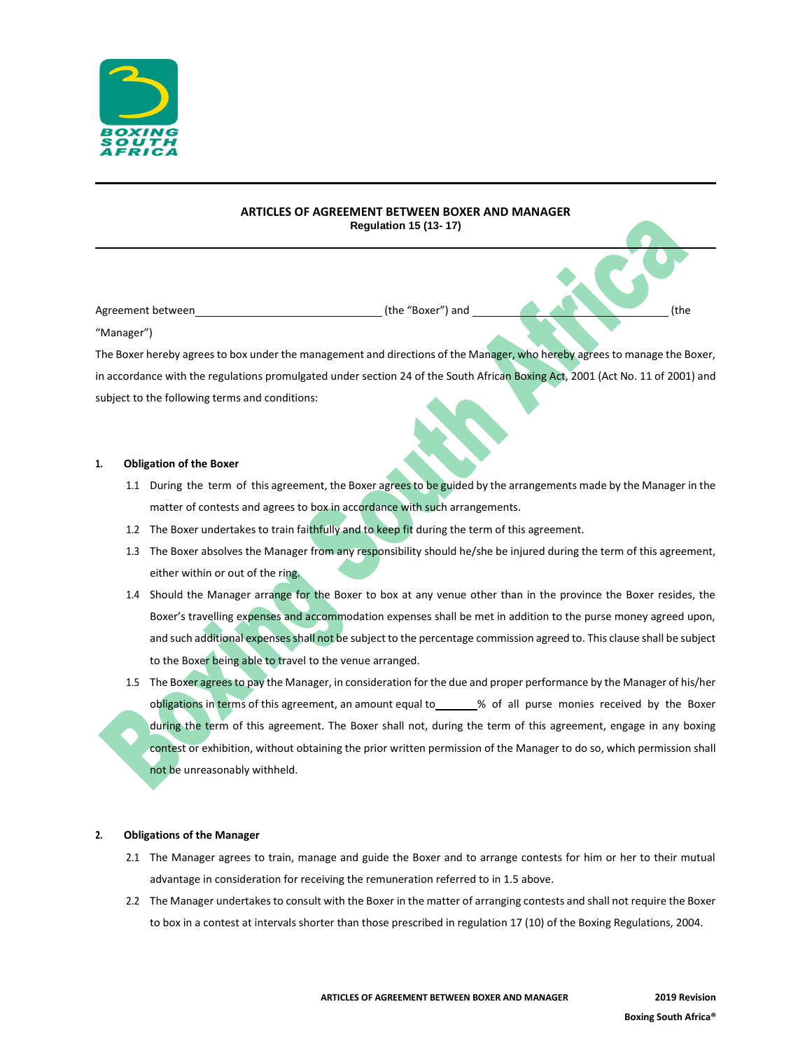# ARTICLES OF AGREEMENT BETWEEN BOXER AND MANAGER

**Regulation 15 (13- 17)**

Agreement between ______________________________ (the "Boxer") and ______________________________ (the "Manager")

The Boxer hereby agrees to box under the management and directions of the Manager, who hereby agrees to manage the Boxer, in accordance with the regulations promulgated under section 24 of the South African Boxing Act, 2001 (Act No. 11 of 2001) and subject to the following terms and conditions:

## 1. Obligation of the Boxer

1.1 During the term of this agreement, the Boxer agrees to be guided by the arrangements made by the Manager in the matter of contests and agrees to box in accordance with such arrangements.

1.2 The Boxer undertakes to train faithfully and to keep fit during the term of this agreement.

1.3 The Boxer absolves the Manager from any responsibility should he/she be injured during the term of this agreement, either within or out of the ring.

1.4 Should the Manager arrange for the Boxer to box at any venue other than in the province the Boxer resides, the Boxer's travelling expenses and accommodation expenses shall be met in addition to the purse money agreed upon, and such additional expenses shall not be subject to the percentage commission agreed to. This clause shall be subject to the Boxer being able to travel to the venue arranged.

1.5 The Boxer agrees to pay the Manager, in consideration for the due and proper performance by the Manager of his/her obligations in terms of this agreement, an amount equal to _______% of all purse monies received by the Boxer during the term of this agreement. The Boxer shall not, during the term of this agreement, engage in any boxing contest or exhibition, without obtaining the prior written permission of the Manager to do so, which permission shall not be unreasonably withheld.

## 2. Obligations of the Manager

2.1 The Manager agrees to train, manage and guide the Boxer and to arrange contests for him or her to their mutual advantage in consideration for receiving the remuneration referred to in 1.5 above.

2.2 The Manager undertakes to consult with the Boxer in the matter of arranging contests and shall not require the Boxer to box in a contest at intervals shorter than those prescribed in regulation 17 (10) of the Boxing Regulations, 2004.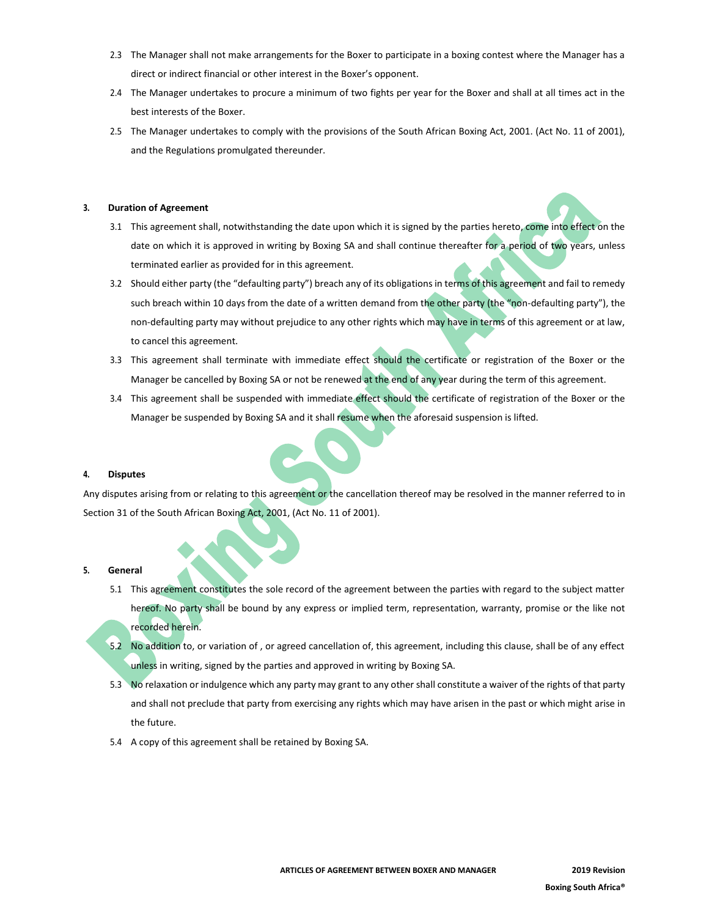2.3 The Manager shall not make arrangements for the Boxer to participate in a boxing contest where the Manager has a direct or indirect financial or other interest in the Boxer's opponent.

2.4 The Manager undertakes to procure a minimum of two fights per year for the Boxer and shall at all times act in the best interests of the Boxer.

2.5 The Manager undertakes to comply with the provisions of the South African Boxing Act, 2001. (Act No. 11 of 2001), and the Regulations promulgated thereunder.

**3. Duration of Agreement**

3.1 This agreement shall, notwithstanding the date upon which it is signed by the parties hereto, come into effect on the date on which it is approved in writing by Boxing SA and shall continue thereafter for a period of two years, unless terminated earlier as provided for in this agreement.

3.2 Should either party (the "defaulting party") breach any of its obligations in terms of this agreement and fail to remedy such breach within 10 days from the date of a written demand from the other party (the "non-defaulting party"), the non-defaulting party may without prejudice to any other rights which may have in terms of this agreement or at law, to cancel this agreement.

3.3 This agreement shall terminate with immediate effect should the certificate or registration of the Boxer or the Manager be cancelled by Boxing SA or not be renewed at the end of any year during the term of this agreement.

3.4 This agreement shall be suspended with immediate effect should the certificate of registration of the Boxer or the Manager be suspended by Boxing SA and it shall resume when the aforesaid suspension is lifted.

**4. Disputes**

Any disputes arising from or relating to this agreement or the cancellation thereof may be resolved in the manner referred to in Section 31 of the South African Boxing Act, 2001, (Act No. 11 of 2001).

**5. General**

5.1 This agreement constitutes the sole record of the agreement between the parties with regard to the subject matter hereof. No party shall be bound by any express or implied term, representation, warranty, promise or the like not recorded herein.

5.2 No addition to, or variation of , or agreed cancellation of, this agreement, including this clause, shall be of any effect unless in writing, signed by the parties and approved in writing by Boxing SA.

5.3 No relaxation or indulgence which any party may grant to any other shall constitute a waiver of the rights of that party and shall not preclude that party from exercising any rights which may have arisen in the past or which might arise in the future.

5.4 A copy of this agreement shall be retained by Boxing SA.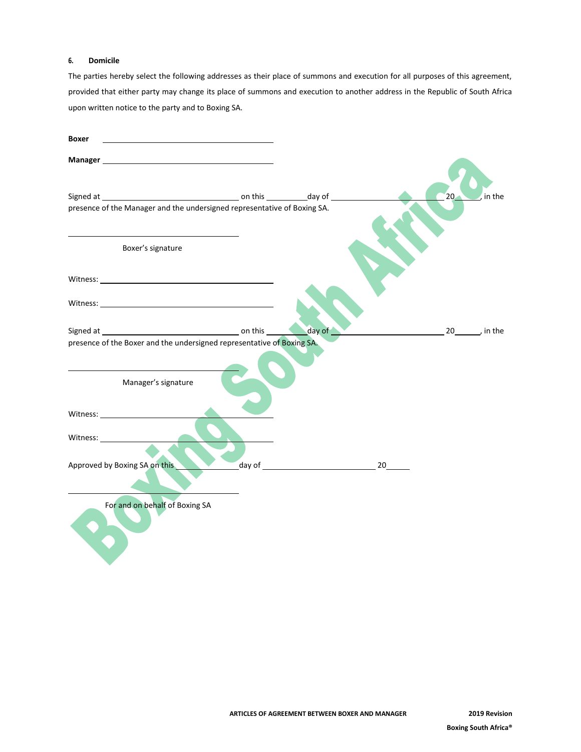**6. Domicile**

The parties hereby select the following addresses as their place of summons and execution for all purposes of this agreement, provided that either party may change its place of summons and execution to another address in the Republic of South Africa upon written notice to the party and to Boxing SA.

**Boxer** ________________________________________

**Manager** ________________________________________

Signed at ________________________________ on this __________day of ______________________ 20______, in the presence of the Manager and the undersigned representative of Boxing SA.

________________________________________

Boxer's signature

Witness: ________________________________________

Witness: ________________________________________

Signed at ________________________________ on this __________day of ______________________ 20______, in the presence of the Boxer and the undersigned representative of Boxing SA.

________________________________________

Manager's signature

Witness: ________________________________________

Witness: ________________________________________

Approved by Boxing SA on this ______________day of __________________________ 20______

________________________________________

For and on behalf of Boxing SA